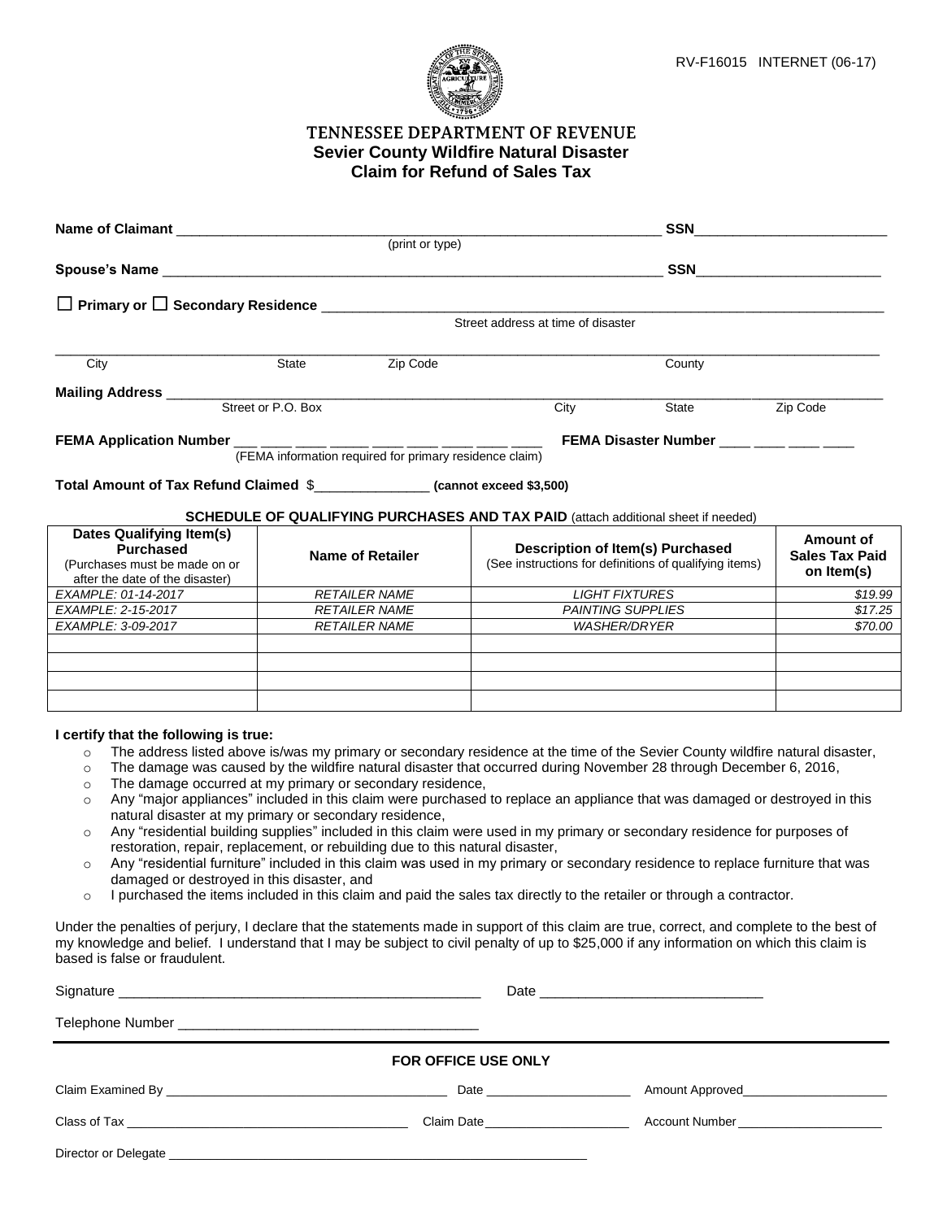RV-F16015 INTERNET (06-17)

# TENNESSEE DEPARTMENT OF REVENUE
## Sevier County Wildfire Natural Disaster
## Claim for Refund of Sales Tax

**Name of Claimant** ____________________________________________ **SSN** __________________
(print or type)

**Spouse's Name** ____________________________________________ **SSN** __________________

☐ **Primary or** ☐ **Secondary Residence** ____________________________________________
Street address at time of disaster

______________________________________________________________________________
City State Zip Code County

**Mailing Address** ____________________________________________________________
Street or P.O. Box City State Zip Code

**FEMA Application Number** ___ ____ ____ ____ ____ ____ ____ ____ ____ **FEMA Disaster Number** ____ ____ ____ ____
(FEMA information required for primary residence claim)

**Total Amount of Tax Refund Claimed** $_______________ **(cannot exceed $3,500)**

**SCHEDULE OF QUALIFYING PURCHASES AND TAX PAID** (attach additional sheet if needed)

| **Dates Qualifying Item(s) Purchased** (Purchases must be made on or after the date of the disaster) | **Name of Retailer** | **Description of Item(s) Purchased** (See instructions for definitions of qualifying items) | **Amount of Sales Tax Paid on Item(s)** |
|---|---|---|---|
| *EXAMPLE: 01-14-2017* | *RETAILER NAME* | *LIGHT FIXTURES* | *$19.99* |
| *EXAMPLE: 2-15-2017* | *RETAILER NAME* | *PAINTING SUPPLIES* | *$17.25* |
| *EXAMPLE: 3-09-2017* | *RETAILER NAME* | *WASHER/DRYER* | *$70.00* |
| | | | |
| | | | |
| | | | |
| | | | |

**I certify that the following is true:**

- The address listed above is/was my primary or secondary residence at the time of the Sevier County wildfire natural disaster,
- The damage was caused by the wildfire natural disaster that occurred during November 28 through December 6, 2016,
- The damage occurred at my primary or secondary residence,
- Any "major appliances" included in this claim were purchased to replace an appliance that was damaged or destroyed in this natural disaster at my primary or secondary residence,
- Any "residential building supplies" included in this claim were used in my primary or secondary residence for purposes of restoration, repair, replacement, or rebuilding due to this natural disaster,
- Any "residential furniture" included in this claim was used in my primary or secondary residence to replace furniture that was damaged or destroyed in this disaster, and
- I purchased the items included in this claim and paid the sales tax directly to the retailer or through a contractor.

Under the penalties of perjury, I declare that the statements made in support of this claim are true, correct, and complete to the best of my knowledge and belief. I understand that I may be subject to civil penalty of up to $25,000 if any information on which this claim is based is false or fraudulent.

Signature ____________________________________________ Date ________________________

Telephone Number ____________________________________

**FOR OFFICE USE ONLY**

Claim Examined By ____________________________ Date ________________ Amount Approved________________

Class of Tax ____________________________ Claim Date________________ Account Number ________________

Director or Delegate ____________________________________________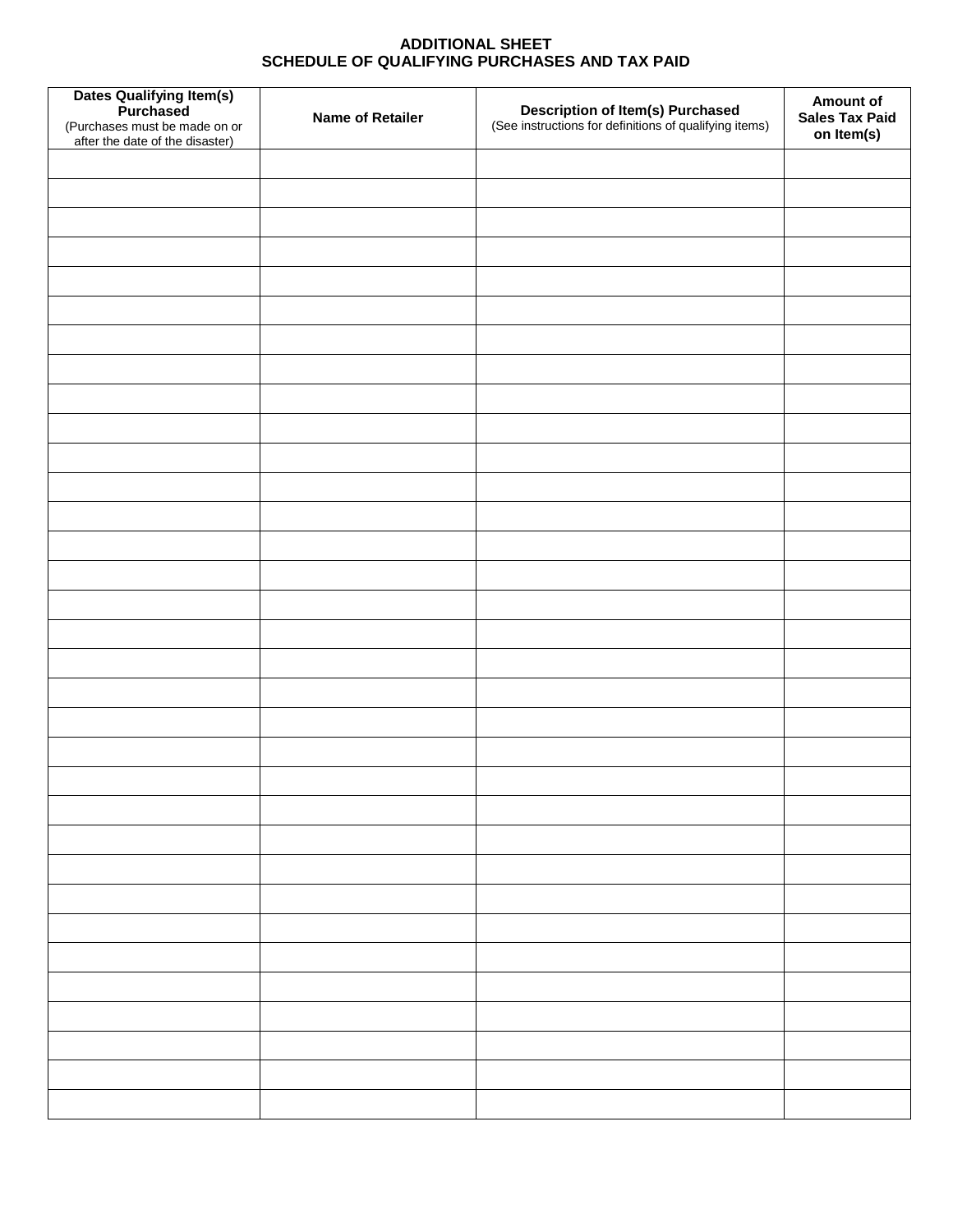# ADDITIONAL SHEET
# SCHEDULE OF QUALIFYING PURCHASES AND TAX PAID

| **Dates Qualifying Item(s) Purchased** (Purchases must be made on or after the date of the disaster) | **Name of Retailer** | **Description of Item(s) Purchased** (See instructions for definitions of qualifying items) | **Amount of Sales Tax Paid on Item(s)** |
|---|---|---|---|
| | | | |
| | | | |
| | | | |
| | | | |
| | | | |
| | | | |
| | | | |
| | | | |
| | | | |
| | | | |
| | | | |
| | | | |
| | | | |
| | | | |
| | | | |
| | | | |
| | | | |
| | | | |
| | | | |
| | | | |
| | | | |
| | | | |
| | | | |
| | | | |
| | | | |
| | | | |
| | | | |
| | | | |
| | | | |
| | | | |
| | | | |
| | | | |
| | | | |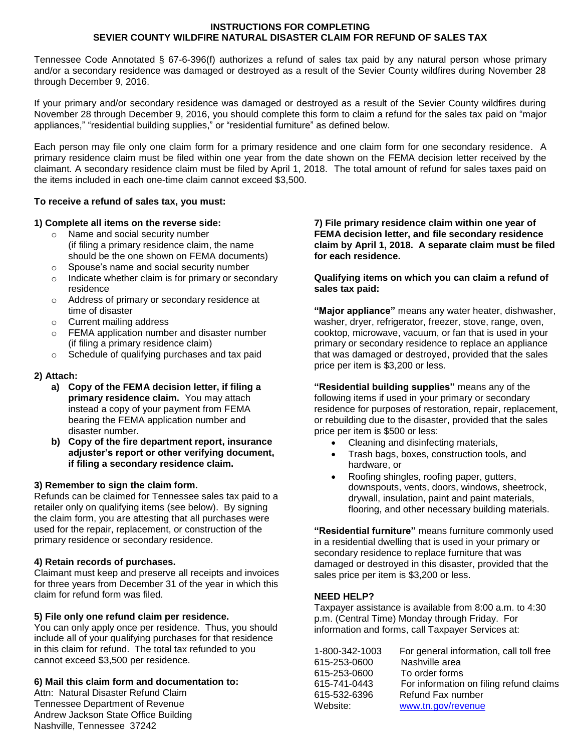# INSTRUCTIONS FOR COMPLETING SEVIER COUNTY WILDFIRE NATURAL DISASTER CLAIM FOR REFUND OF SALES TAX

Tennessee Code Annotated § 67-6-396(f) authorizes a refund of sales tax paid by any natural person whose primary and/or a secondary residence was damaged or destroyed as a result of the Sevier County wildfires during November 28 through December 9, 2016.

If your primary and/or secondary residence was damaged or destroyed as a result of the Sevier County wildfires during November 28 through December 9, 2016, you should complete this form to claim a refund for the sales tax paid on "major appliances," "residential building supplies," or "residential furniture" as defined below.

Each person may file only one claim form for a primary residence and one claim form for one secondary residence. A primary residence claim must be filed within one year from the date shown on the FEMA decision letter received by the claimant. A secondary residence claim must be filed by April 1, 2018. The total amount of refund for sales taxes paid on the items included in each one-time claim cannot exceed $3,500.

**To receive a refund of sales tax, you must:**

**1) Complete all items on the reverse side:**

- Name and social security number (if filing a primary residence claim, the name should be the one shown on FEMA documents)
- Spouse's name and social security number
- Indicate whether claim is for primary or secondary residence
- Address of primary or secondary residence at time of disaster
- Current mailing address
- FEMA application number and disaster number (if filing a primary residence claim)
- Schedule of qualifying purchases and tax paid

**2) Attach:**

a) **Copy of the FEMA decision letter, if filing a primary residence claim.** You may attach instead a copy of your payment from FEMA bearing the FEMA application number and disaster number.

b) **Copy of the fire department report, insurance adjuster's report or other verifying document, if filing a secondary residence claim.**

**3) Remember to sign the claim form.**
Refunds can be claimed for Tennessee sales tax paid to a retailer only on qualifying items (see below). By signing the claim form, you are attesting that all purchases were used for the repair, replacement, or construction of the primary residence or secondary residence.

**4) Retain records of purchases.**
Claimant must keep and preserve all receipts and invoices for three years from December 31 of the year in which this claim for refund form was filed.

**5) File only one refund claim per residence.**
You can only apply once per residence. Thus, you should include all of your qualifying purchases for that residence in this claim for refund. The total tax refunded to you cannot exceed $3,500 per residence.

**6) Mail this claim form and documentation to:**
Attn: Natural Disaster Refund Claim
Tennessee Department of Revenue
Andrew Jackson State Office Building
Nashville, Tennessee 37242

**7) File primary residence claim within one year of FEMA decision letter, and file secondary residence claim by April 1, 2018. A separate claim must be filed for each residence.**

**Qualifying items on which you can claim a refund of sales tax paid:**

**"Major appliance"** means any water heater, dishwasher, washer, dryer, refrigerator, freezer, stove, range, oven, cooktop, microwave, vacuum, or fan that is used in your primary or secondary residence to replace an appliance that was damaged or destroyed, provided that the sales price per item is $3,200 or less.

**"Residential building supplies"** means any of the following items if used in your primary or secondary residence for purposes of restoration, repair, replacement, or rebuilding due to the disaster, provided that the sales price per item is $500 or less:

- Cleaning and disinfecting materials,
- Trash bags, boxes, construction tools, and hardware, or
- Roofing shingles, roofing paper, gutters, downspouts, vents, doors, windows, sheetrock, drywall, insulation, paint and paint materials, flooring, and other necessary building materials.

**"Residential furniture"** means furniture commonly used in a residential dwelling that is used in your primary or secondary residence to replace furniture that was damaged or destroyed in this disaster, provided that the sales price per item is $3,200 or less.

**NEED HELP?**
Taxpayer assistance is available from 8:00 a.m. to 4:30 p.m. (Central Time) Monday through Friday. For information and forms, call Taxpayer Services at:

| | |
|---|---|
| 1-800-342-1003 | For general information, call toll free |
| 615-253-0600 | Nashville area |
| 615-253-0600 | To order forms |
| 615-741-0443 | For information on filing refund claims |
| 615-532-6396 | Refund Fax number |
| Website: | www.tn.gov/revenue |